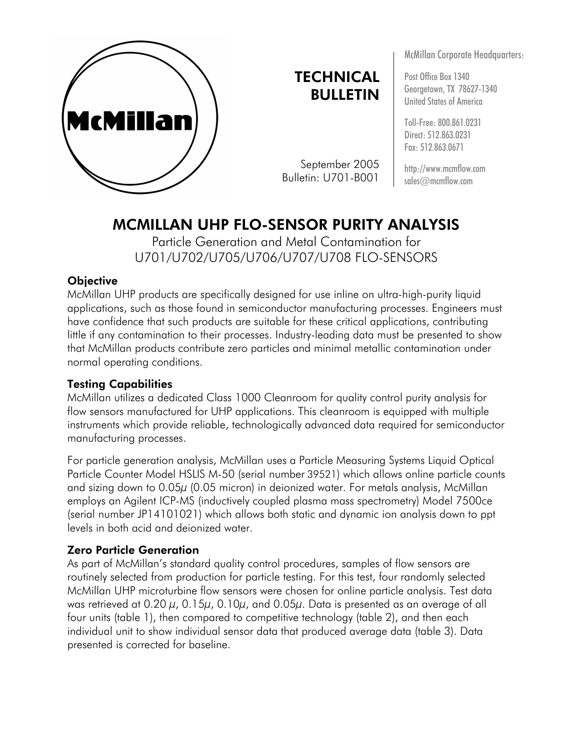McMillan

# TECHNICAL BULLETIN

September 2005
Bulletin: U701-B001

McMillan Corporate Headquarters:

Post Office Box 1340
Georgetown, TX 78627-1340
United States of America

Toll-Free: 800.861.0231
Direct: 512.863.0231
Fax: 512.863.0671

http://www.mcmflow.com
sales@mcmflow.com

# MCMILLAN UHP FLO-SENSOR PURITY ANALYSIS

Particle Generation and Metal Contamination for
U701/U702/U705/U706/U707/U708 FLO-SENSORS

## Objective

McMillan UHP products are specifically designed for use inline on ultra-high-purity liquid applications, such as those found in semiconductor manufacturing processes. Engineers must have confidence that such products are suitable for these critical applications, contributing little if any contamination to their processes. Industry-leading data must be presented to show that McMillan products contribute zero particles and minimal metallic contamination under normal operating conditions.

## Testing Capabilities

McMillan utilizes a dedicated Class 1000 Cleanroom for quality control purity analysis for flow sensors manufactured for UHP applications. This cleanroom is equipped with multiple instruments which provide reliable, technologically advanced data required for semiconductor manufacturing processes.

For particle generation analysis, McMillan uses a Particle Measuring Systems Liquid Optical Particle Counter Model HSLIS M-50 (serial number 39521) which allows online particle counts and sizing down to 0.05*µ* (0.05 micron) in deionized water. For metals analysis, McMillan employs an Agilent ICP-MS (inductively coupled plasma mass spectrometry) Model 7500ce (serial number JP14101021) which allows both static and dynamic ion analysis down to ppt levels in both acid and deionized water.

## Zero Particle Generation

As part of McMillan's standard quality control procedures, samples of flow sensors are routinely selected from production for particle testing. For this test, four randomly selected McMillan UHP microturbine flow sensors were chosen for online particle analysis. Test data was retrieved at 0.20 *µ*, 0.15*µ*, 0.10*µ*, and 0.05*µ*. Data is presented as an average of all four units (table 1), then compared to competitive technology (table 2), and then each individual unit to show individual sensor data that produced average data (table 3). Data presented is corrected for baseline.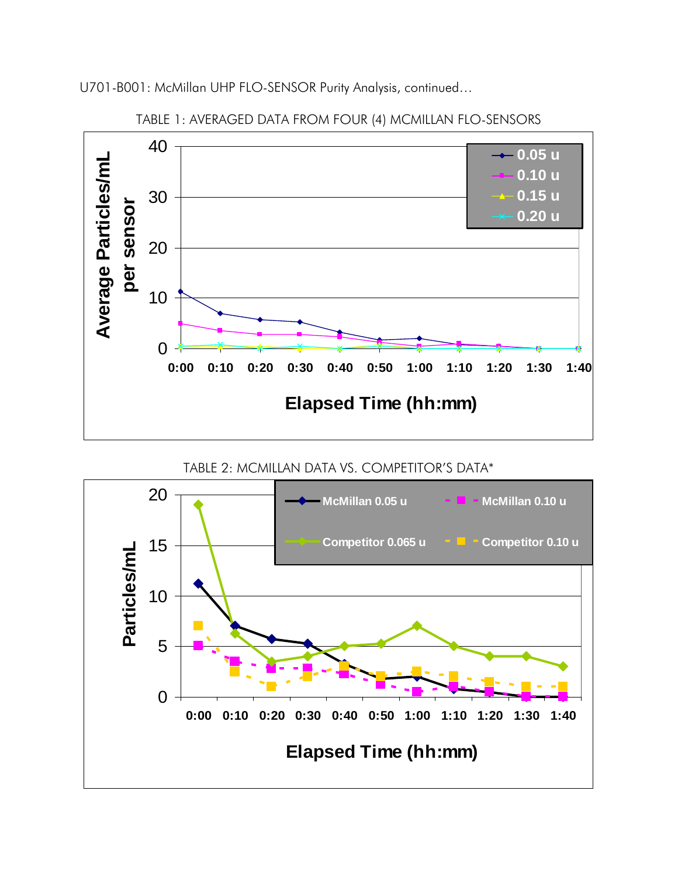U701-B001: McMillan UHP FLO-SENSOR Purity Analysis, continued…

TABLE 1: AVERAGED DATA FROM FOUR (4) MCMILLAN FLO-SENSORS

TABLE 2: MCMILLAN DATA VS. COMPETITOR'S DATA*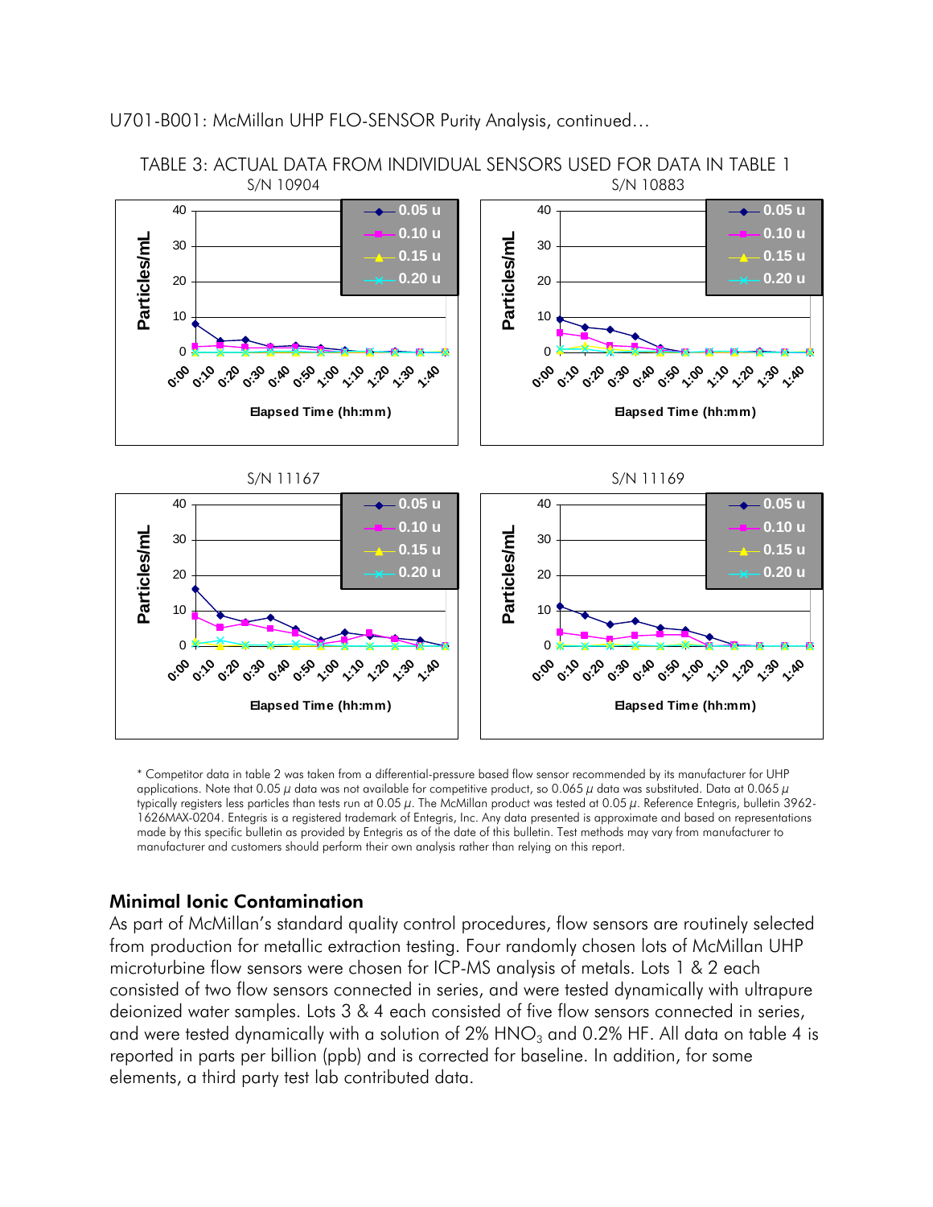U701-B001: McMillan UHP FLO-SENSOR Purity Analysis, continued…

TABLE 3: ACTUAL DATA FROM INDIVIDUAL SENSORS USED FOR DATA IN TABLE 1

S/N 10904

S/N 10883

S/N 11167

S/N 11169

\* Competitor data in table 2 was taken from a differential-pressure based flow sensor recommended by its manufacturer for UHP applications. Note that 0.05 μ data was not available for competitive product, so 0.065 μ data was substituted. Data at 0.065 μ typically registers less particles than tests run at 0.05 μ. The McMillan product was tested at 0.05 μ. Reference Entegris, bulletin 3962-1626MAX-0204. Entegris is a registered trademark of Entegris, Inc. Any data presented is approximate and based on representations made by this specific bulletin as provided by Entegris as of the date of this bulletin. Test methods may vary from manufacturer to manufacturer and customers should perform their own analysis rather than relying on this report.

## Minimal Ionic Contamination

As part of McMillan's standard quality control procedures, flow sensors are routinely selected from production for metallic extraction testing. Four randomly chosen lots of McMillan UHP microturbine flow sensors were chosen for ICP-MS analysis of metals. Lots 1 & 2 each consisted of two flow sensors connected in series, and were tested dynamically with ultrapure deionized water samples. Lots 3 & 4 each consisted of five flow sensors connected in series, and were tested dynamically with a solution of 2% $HNO_3$ and 0.2% HF. All data on table 4 is reported in parts per billion (ppb) and is corrected for baseline. In addition, for some elements, a third party test lab contributed data.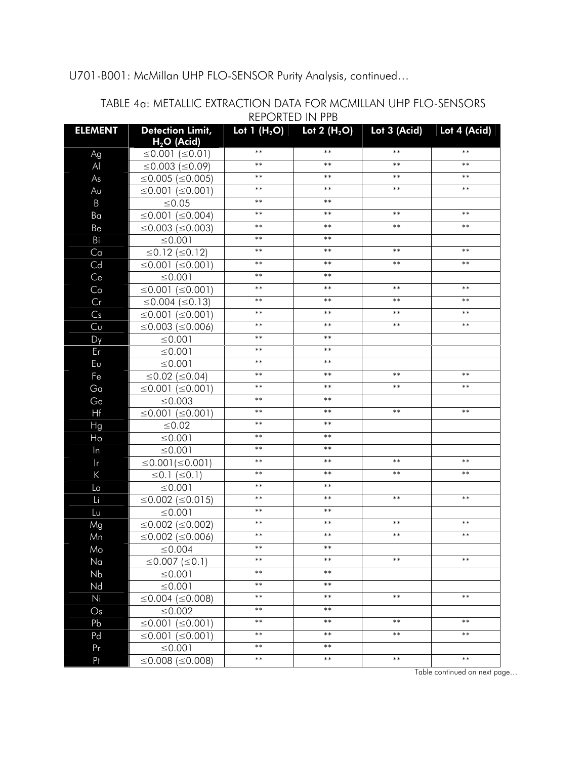U701-B001: McMillan UHP FLO-SENSOR Purity Analysis, continued…

TABLE 4a: METALLIC EXTRACTION DATA FOR MCMILLAN UHP FLO-SENSORS REPORTED IN PPB

| ELEMENT | Detection Limit, $H_2O$ (Acid) | Lot 1 ($H_2O$) | Lot 2 ($H_2O$) | Lot 3 (Acid) | Lot 4 (Acid) |
|---|---|---|---|---|---|
| Ag | ≤0.001 (≤0.01) | ** | ** | ** | ** |
| Al | ≤0.003 (≤0.09) | ** | ** | ** | ** |
| As | ≤0.005 (≤0.005) | ** | ** | ** | ** |
| Au | ≤0.001 (≤0.001) | ** | ** | ** | ** |
| B | ≤0.05 | ** | ** | | |
| Ba | ≤0.001 (≤0.004) | ** | ** | ** | ** |
| Be | ≤0.003 (≤0.003) | ** | ** | ** | ** |
| Bi | ≤0.001 | ** | ** | | |
| Ca | ≤0.12 (≤0.12) | ** | ** | ** | ** |
| Cd | ≤0.001 (≤0.001) | ** | ** | ** | ** |
| Ce | ≤0.001 | ** | ** | | |
| Co | ≤0.001 (≤0.001) | ** | ** | ** | ** |
| Cr | ≤0.004 (≤0.13) | ** | ** | ** | ** |
| Cs | ≤0.001 (≤0.001) | ** | ** | ** | ** |
| Cu | ≤0.003 (≤0.006) | ** | ** | ** | ** |
| Dy | ≤0.001 | ** | ** | | |
| Er | ≤0.001 | ** | ** | | |
| Eu | ≤0.001 | ** | ** | | |
| Fe | ≤0.02 (≤0.04) | ** | ** | ** | ** |
| Ga | ≤0.001 (≤0.001) | ** | ** | ** | ** |
| Ge | ≤0.003 | ** | ** | | |
| Hf | ≤0.001 (≤0.001) | ** | ** | ** | ** |
| Hg | ≤0.02 | ** | ** | | |
| Ho | ≤0.001 | ** | ** | | |
| In | ≤0.001 | ** | ** | | |
| Ir | ≤0.001(≤0.001) | ** | ** | ** | ** |
| K | ≤0.1 (≤0.1) | ** | ** | ** | ** |
| La | ≤0.001 | ** | ** | | |
| Li | ≤0.002 (≤0.015) | ** | ** | ** | ** |
| Lu | ≤0.001 | ** | ** | | |
| Mg | ≤0.002 (≤0.002) | ** | ** | ** | ** |
| Mn | ≤0.002 (≤0.006) | ** | ** | ** | ** |
| Mo | ≤0.004 | ** | ** | | |
| Na | ≤0.007 (≤0.1) | ** | ** | ** | ** |
| Nb | ≤0.001 | ** | ** | | |
| Nd | ≤0.001 | ** | ** | | |
| Ni | ≤0.004 (≤0.008) | ** | ** | ** | ** |
| Os | ≤0.002 | ** | ** | | |
| Pb | ≤0.001 (≤0.001) | ** | ** | ** | ** |
| Pd | ≤0.001 (≤0.001) | ** | ** | ** | ** |
| Pr | ≤0.001 | ** | ** | | |
| Pt | ≤0.008 (≤0.008) | ** | ** | ** | ** |

Table continued on next page…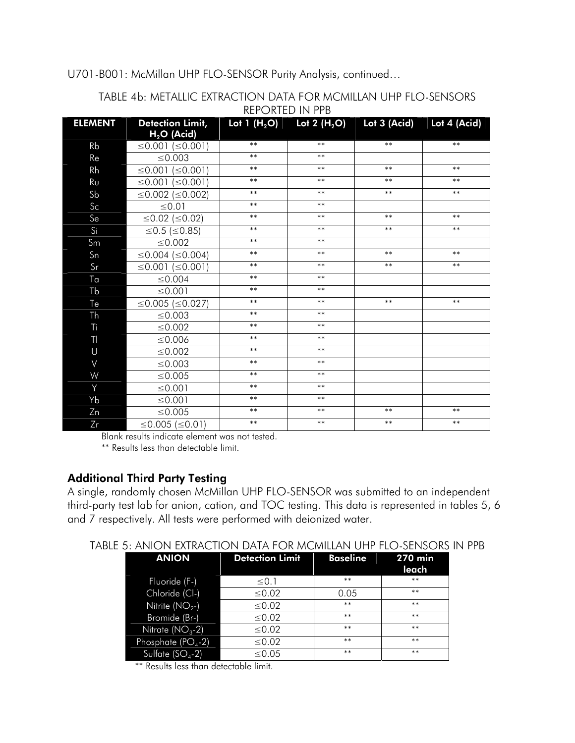U701-B001: McMillan UHP FLO-SENSOR Purity Analysis, continued…

TABLE 4b: METALLIC EXTRACTION DATA FOR MCMILLAN UHP FLO-SENSORS REPORTED IN PPB

| ELEMENT | Detection Limit, $H_2O$ (Acid) | Lot 1 ($H_2O$) | Lot 2 ($H_2O$) | Lot 3 (Acid) | Lot 4 (Acid) |
|---|---|---|---|---|---|
| Rb | ≤0.001 (≤0.001) | ** | ** | ** | ** |
| Re | ≤0.003 | ** | ** | | |
| Rh | ≤0.001 (≤0.001) | ** | ** | ** | ** |
| Ru | ≤0.001 (≤0.001) | ** | ** | ** | ** |
| Sb | ≤0.002 (≤0.002) | ** | ** | ** | ** |
| Sc | ≤0.01 | ** | ** | | |
| Se | ≤0.02 (≤0.02) | ** | ** | ** | ** |
| Si | ≤0.5 (≤0.85) | ** | ** | ** | ** |
| Sm | ≤0.002 | ** | ** | | |
| Sn | ≤0.004 (≤0.004) | ** | ** | ** | ** |
| Sr | ≤0.001 (≤0.001) | ** | ** | ** | ** |
| Ta | ≤0.004 | ** | ** | | |
| Tb | ≤0.001 | ** | ** | | |
| Te | ≤0.005 (≤0.027) | ** | ** | ** | ** |
| Th | ≤0.003 | ** | ** | | |
| Ti | ≤0.002 | ** | ** | | |
| Tl | ≤0.006 | ** | ** | | |
| U | ≤0.002 | ** | ** | | |
| V | ≤0.003 | ** | ** | | |
| W | ≤0.005 | ** | ** | | |
| Y | ≤0.001 | ** | ** | | |
| Yb | ≤0.001 | ** | ** | | |
| Zn | ≤0.005 | ** | ** | ** | ** |
| Zr | ≤0.005 (≤0.01) | ** | ** | ** | ** |

Blank results indicate element was not tested.

** Results less than detectable limit.

### Additional Third Party Testing

A single, randomly chosen McMillan UHP FLO-SENSOR was submitted to an independent third-party test lab for anion, cation, and TOC testing. This data is represented in tables 5, 6 and 7 respectively. All tests were performed with deionized water.

TABLE 5: ANION EXTRACTION DATA FOR MCMILLAN UHP FLO-SENSORS IN PPB

| ANION | Detection Limit | Baseline | 270 min leach |
|---|---|---|---|
| Fluoride (F-) | ≤0.1 | ** | ** |
| Chloride (Cl-) | ≤0.02 | 0.05 | ** |
| Nitrite ($NO_2$-) | ≤0.02 | ** | ** |
| Bromide (Br-) | ≤0.02 | ** | ** |
| Nitrate ($NO_3$-2) | ≤0.02 | ** | ** |
| Phosphate ($PO_4$-2) | ≤0.02 | ** | ** |
| Sulfate ($SO_4$-2) | ≤0.05 | ** | ** |

** Results less than detectable limit.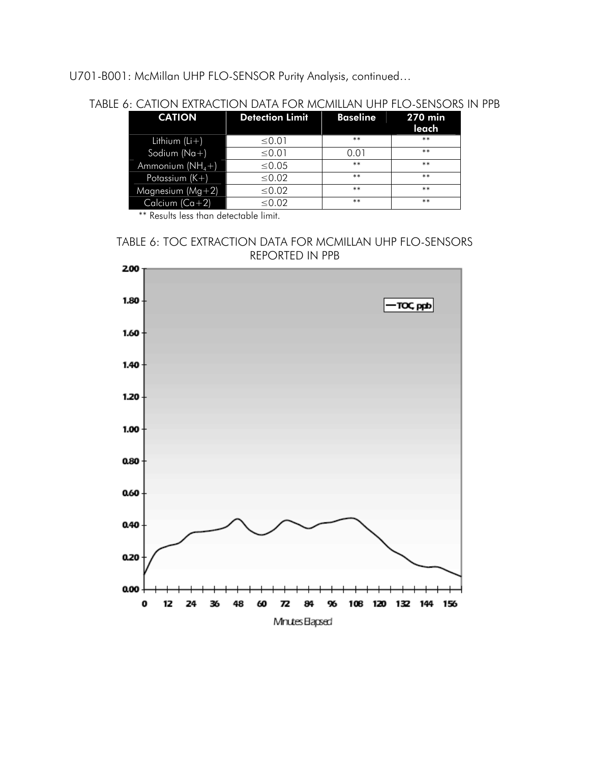U701-B001: McMillan UHP FLO-SENSOR Purity Analysis, continued…

TABLE 6: CATION EXTRACTION DATA FOR MCMILLAN UHP FLO-SENSORS IN PPB

| CATION | Detection Limit | Baseline | 270 min leach |
|---|---|---|---|
| Lithium ($Li^+$) | ≤0.01 | ** | ** |
| Sodium ($Na^+$) | ≤0.01 | 0.01 | ** |
| Ammonium ($NH_4^+$) | ≤0.05 | ** | ** |
| Potassium ($K^+$) | ≤0.02 | ** | ** |
| Magnesium ($Mg^{+2}$) | ≤0.02 | ** | ** |
| Calcium ($Ca^{+2}$) | ≤0.02 | ** | ** |

** Results less than detectable limit.

TABLE 6: TOC EXTRACTION DATA FOR MCMILLAN UHP FLO-SENSORS REPORTED IN PPB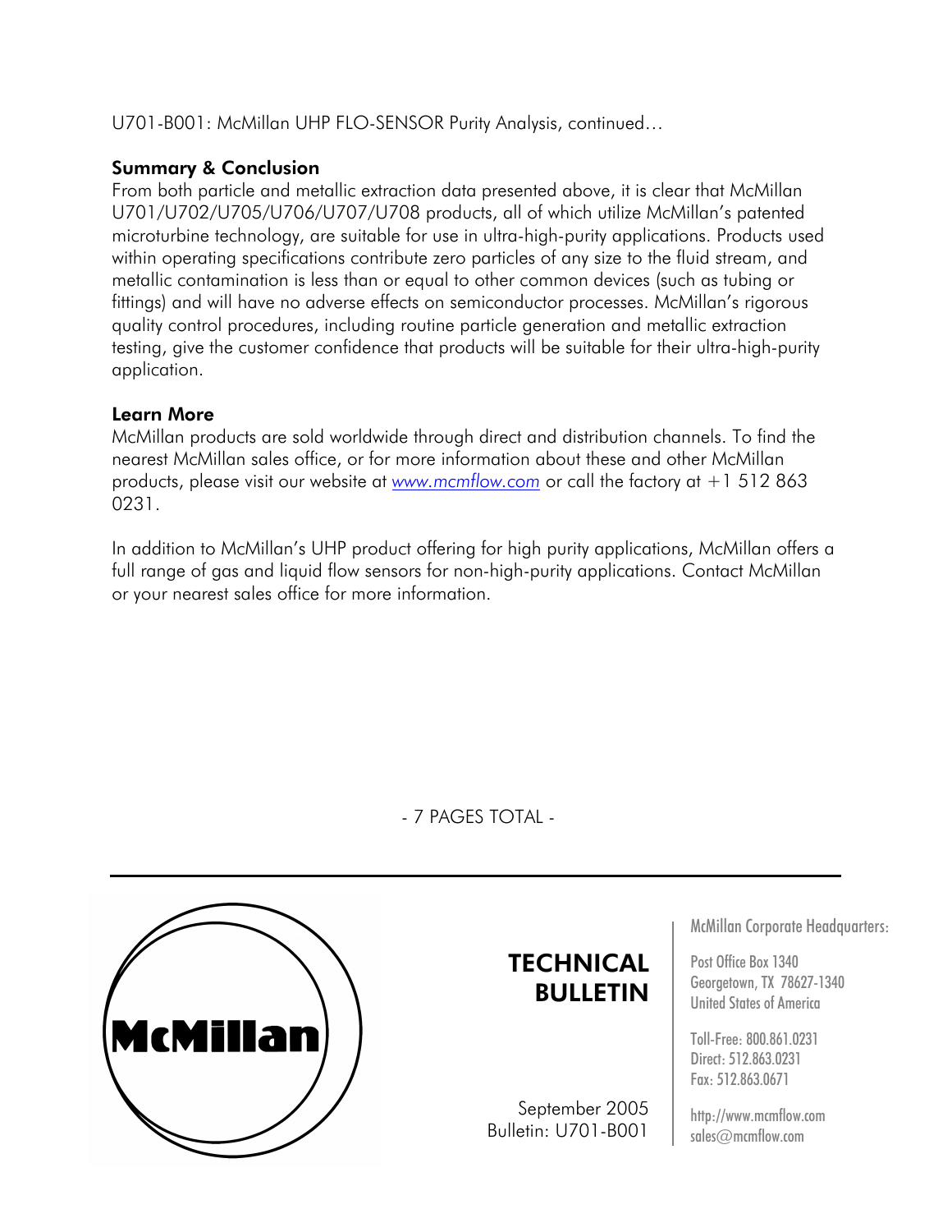## Summary & Conclusion

From both particle and metallic extraction data presented above, it is clear that McMillan U701/U702/U705/U706/U707/U708 products, all of which utilize McMillan's patented microturbine technology, are suitable for use in ultra-high-purity applications. Products used within operating specifications contribute zero particles of any size to the fluid stream, and metallic contamination is less than or equal to other common devices (such as tubing or fittings) and will have no adverse effects on semiconductor processes. McMillan's rigorous quality control procedures, including routine particle generation and metallic extraction testing, give the customer confidence that products will be suitable for their ultra-high-purity application.

## Learn More

McMillan products are sold worldwide through direct and distribution channels. To find the nearest McMillan sales office, or for more information about these and other McMillan products, please visit our website at *www.mcmflow.com* or call the factory at +1 512 863 0231.

In addition to McMillan's UHP product offering for high purity applications, McMillan offers a full range of gas and liquid flow sensors for non-high-purity applications. Contact McMillan or your nearest sales office for more information.

- 7 PAGES TOTAL -

McMillan

**TECHNICAL BULLETIN**

September 2005
Bulletin: U701-B001

McMillan Corporate Headquarters:

Post Office Box 1340
Georgetown, TX 78627-1340
United States of America

Toll-Free: 800.861.0231
Direct: 512.863.0231
Fax: 512.863.0671

http://www.mcmflow.com
sales@mcmflow.com